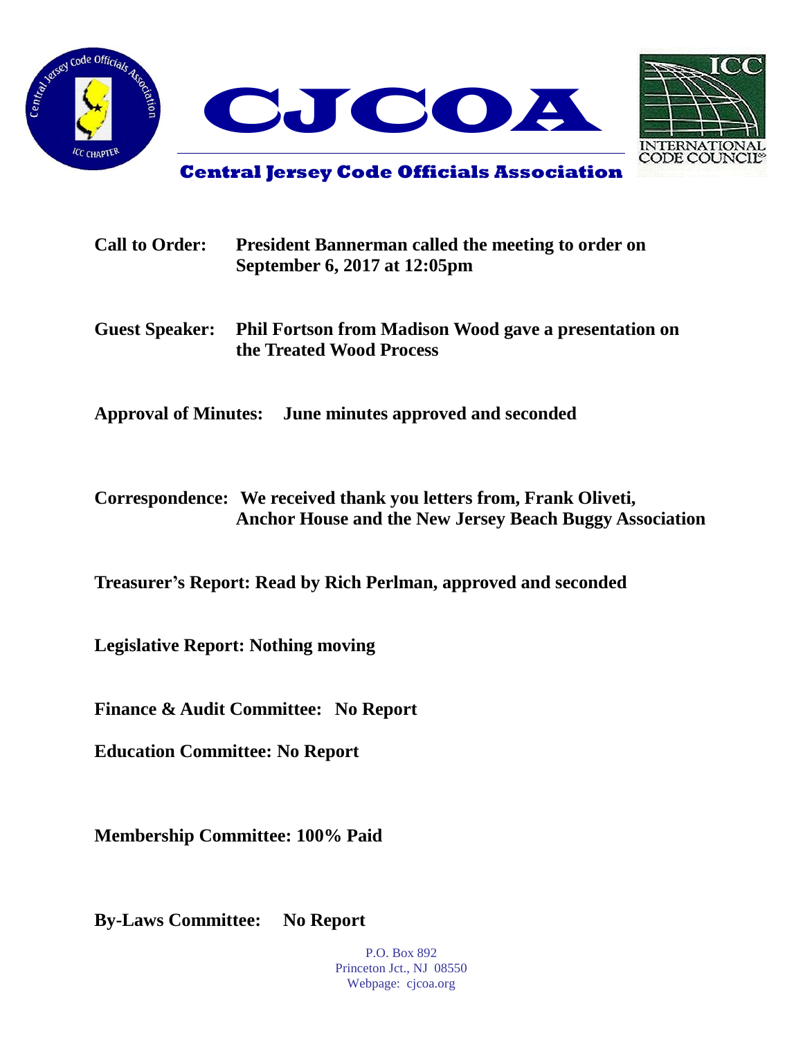# CJCOA

## Central Jersey Code Officials Association

**Call to Order:** **President Bannerman called the meeting to order on September 6, 2017 at 12:05pm**

**Guest Speaker:** **Phil Fortson from Madison Wood gave a presentation on the Treated Wood Process**

**Approval of Minutes:** **June minutes approved and seconded**

**Correspondence:** **We received thank you letters from, Frank Oliveti, Anchor House and the New Jersey Beach Buggy Association**

**Treasurer's Report: Read by Rich Perlman, approved and seconded**

**Legislative Report: Nothing moving**

**Finance & Audit Committee:** **No Report**

**Education Committee: No Report**

**Membership Committee: 100% Paid**

**By-Laws Committee:** **No Report**

P.O. Box 892
Princeton Jct., NJ 08550
Webpage: cjcoa.org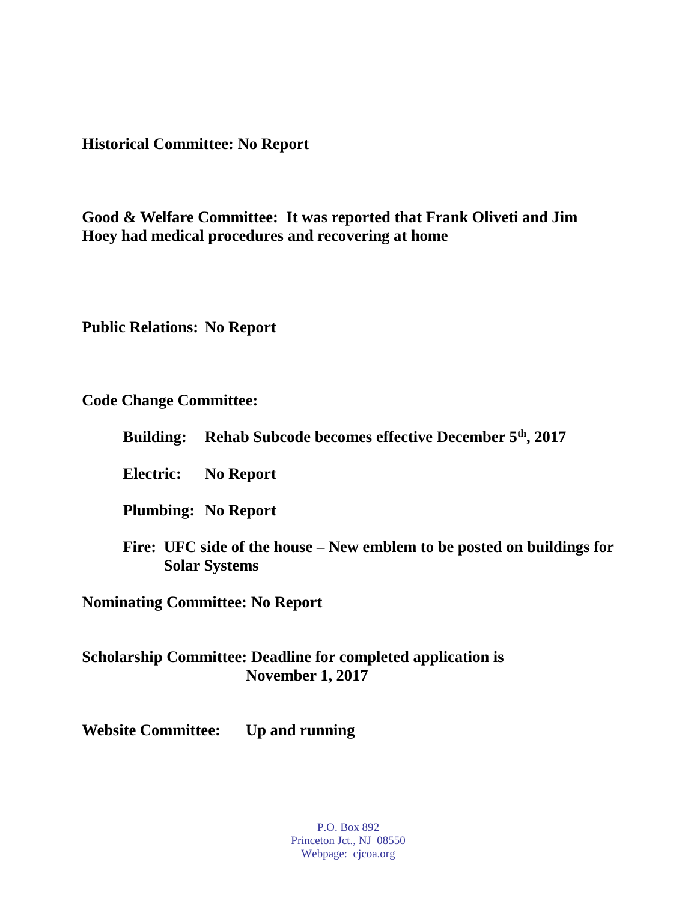**Historical Committee: No Report**

**Good & Welfare Committee: It was reported that Frank Oliveti and Jim Hoey had medical procedures and recovering at home**

**Public Relations: No Report**

**Code Change Committee:**

- **Building: Rehab Subcode becomes effective December 5th, 2017**
- **Electric: No Report**
- **Plumbing: No Report**
- **Fire: UFC side of the house – New emblem to be posted on buildings for Solar Systems**

**Nominating Committee: No Report**

**Scholarship Committee: Deadline for completed application is November 1, 2017**

**Website Committee: Up and running**

P.O. Box 892
Princeton Jct., NJ 08550
Webpage: cjcoa.org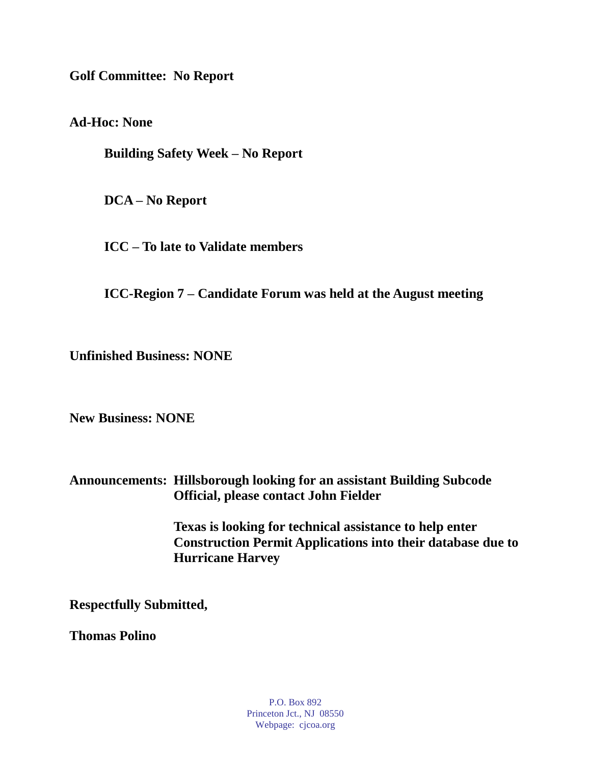**Golf Committee: No Report**

**Ad-Hoc: None**

**Building Safety Week – No Report**

**DCA – No Report**

**ICC – To late to Validate members**

**ICC-Region 7 – Candidate Forum was held at the August meeting**

**Unfinished Business: NONE**

**New Business: NONE**

**Announcements: Hillsborough looking for an assistant Building Subcode Official, please contact John Fielder**

**Texas is looking for technical assistance to help enter Construction Permit Applications into their database due to Hurricane Harvey**

**Respectfully Submitted,**

**Thomas Polino**

P.O. Box 892
Princeton Jct., NJ 08550
Webpage: cjcoa.org